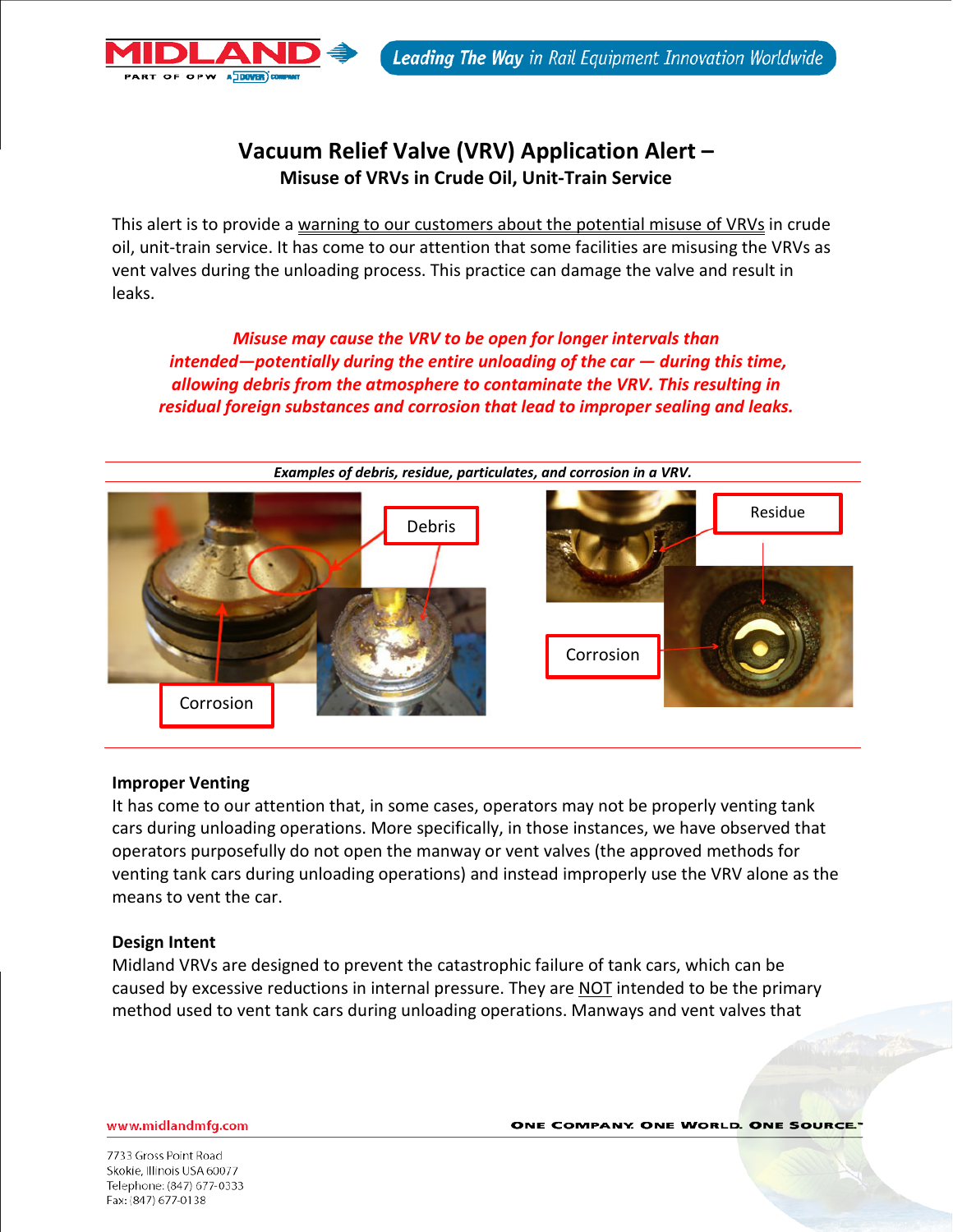# Vacuum Relief Valve (VRV) Application Alert –

## Misuse of VRVs in Crude Oil, Unit-Train Service

This alert is to provide a warning to our customers about the potential misuse of VRVs in crude oil, unit-train service. It has come to our attention that some facilities are misusing the VRVs as vent valves during the unloading process. This practice can damage the valve and result in leaks.

***Misuse may cause the VRV to be open for longer intervals than intended—potentially during the entire unloading of the car — during this time, allowing debris from the atmosphere to contaminate the VRV. This resulting in residual foreign substances and corrosion that lead to improper sealing and leaks.***

***Examples of debris, residue, particulates, and corrosion in a VRV.***

Debris

Corrosion

Residue

Corrosion

**Improper Venting**

It has come to our attention that, in some cases, operators may not be properly venting tank cars during unloading operations. More specifically, in those instances, we have observed that operators purposefully do not open the manway or vent valves (the approved methods for venting tank cars during unloading operations) and instead improperly use the VRV alone as the means to vent the car.

**Design Intent**

Midland VRVs are designed to prevent the catastrophic failure of tank cars, which can be caused by excessive reductions in internal pressure. They are NOT intended to be the primary method used to vent tank cars during unloading operations. Manways and vent valves that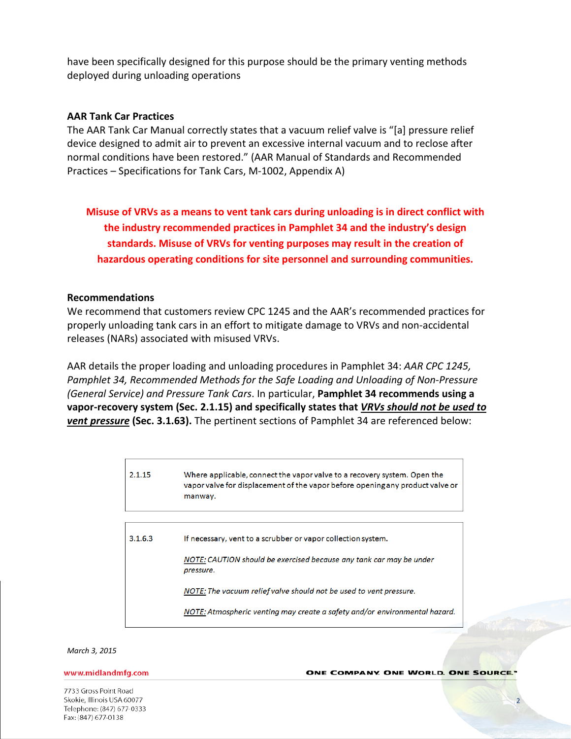have been specifically designed for this purpose should be the primary venting methods deployed during unloading operations

**AAR Tank Car Practices**

The AAR Tank Car Manual correctly states that a vacuum relief valve is "[a] pressure relief device designed to admit air to prevent an excessive internal vacuum and to reclose after normal conditions have been restored." (AAR Manual of Standards and Recommended Practices – Specifications for Tank Cars, M-1002, Appendix A)

**Misuse of VRVs as a means to vent tank cars during unloading is in direct conflict with the industry recommended practices in Pamphlet 34 and the industry's design standards. Misuse of VRVs for venting purposes may result in the creation of hazardous operating conditions for site personnel and surrounding communities.**

**Recommendations**

We recommend that customers review CPC 1245 and the AAR's recommended practices for properly unloading tank cars in an effort to mitigate damage to VRVs and non-accidental releases (NARs) associated with misused VRVs.

AAR details the proper loading and unloading procedures in Pamphlet 34: *AAR CPC 1245, Pamphlet 34, Recommended Methods for the Safe Loading and Unloading of Non-Pressure (General Service) and Pressure Tank Cars*. In particular, **Pamphlet 34 recommends using a vapor-recovery system (Sec. 2.1.15) and specifically states that *VRVs should not be used to vent pressure* (Sec. 3.1.63).** The pertinent sections of Pamphlet 34 are referenced below:

| | |
|---|---|
| 2.1.15 | Where applicable, connect the vapor valve to a recovery system. Open the vapor valve for displacement of the vapor before opening any product valve or manway. |

| | |
|---|---|
| 3.1.6.3 | If necessary, vent to a scrubber or vapor collection system.<br><br>*NOTE: CAUTION should be exercised because any tank car may be under pressure.*<br><br>*NOTE: The vacuum relief valve should not be used to vent pressure.*<br><br>*NOTE: Atmospheric venting may create a safety and/or environmental hazard.* |

*March 3, 2015*

www.midlandmfg.com

ONE COMPANY. ONE WORLD. ONE SOURCE.™

7733 Gross Point Road
Skokie, Illinois USA 60077
Telephone: (847) 677-0333
Fax: (847) 677-0138